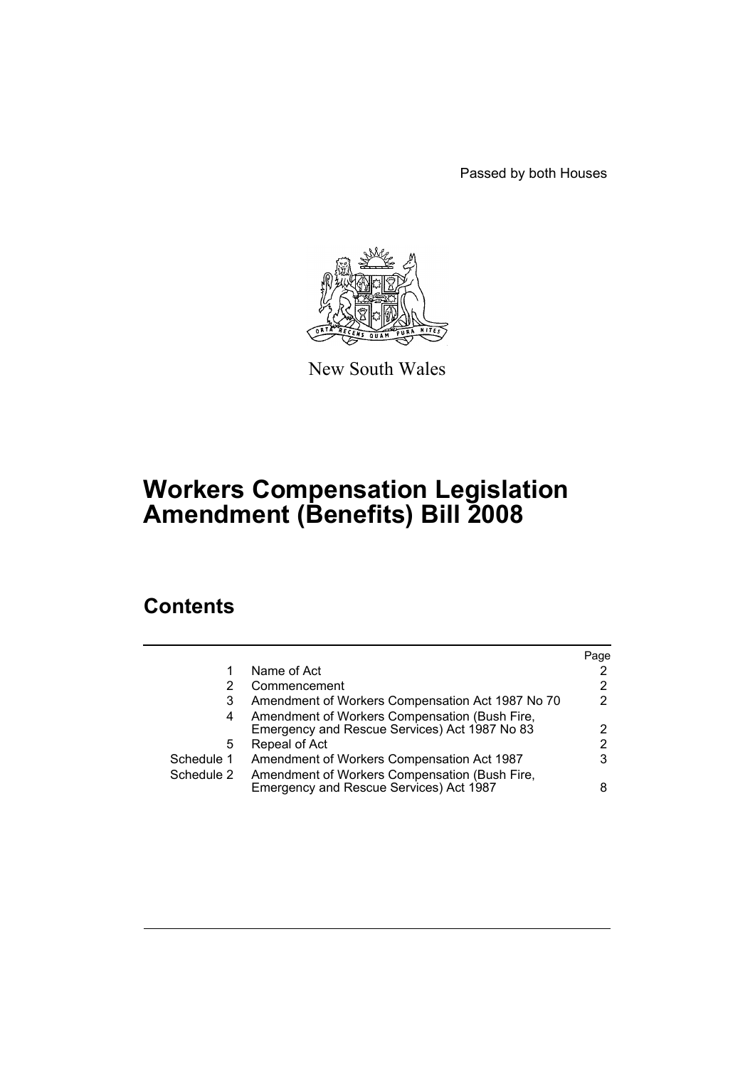Passed by both Houses

New South Wales

# Workers Compensation Legislation Amendment (Benefits) Bill 2008

## Contents

| | | Page |
|---|---|---|
| 1 | Name of Act | 2 |
| 2 | Commencement | 2 |
| 3 | Amendment of Workers Compensation Act 1987 No 70 | 2 |
| 4 | Amendment of Workers Compensation (Bush Fire, Emergency and Rescue Services) Act 1987 No 83 | 2 |
| 5 | Repeal of Act | 2 |
| Schedule 1 | Amendment of Workers Compensation Act 1987 | 3 |
| Schedule 2 | Amendment of Workers Compensation (Bush Fire, Emergency and Rescue Services) Act 1987 | 8 |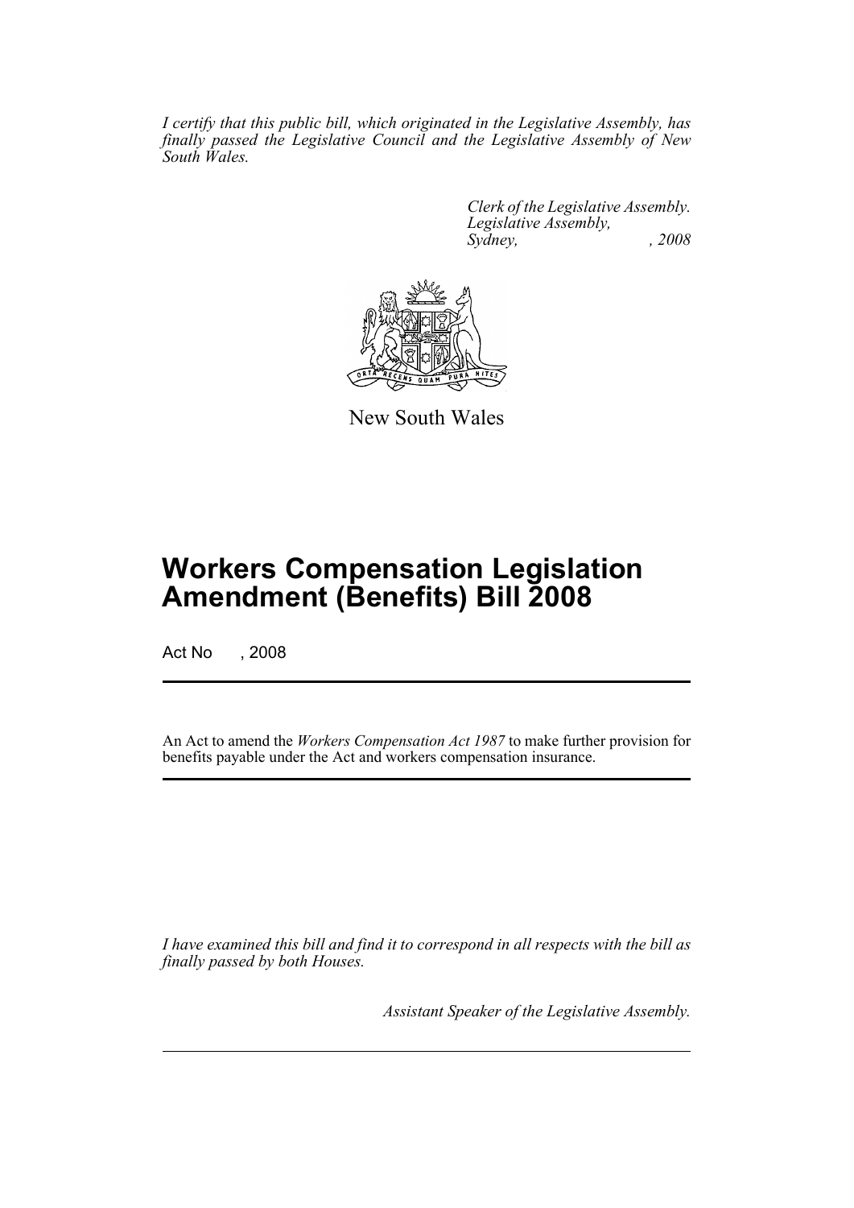*I certify that this public bill, which originated in the Legislative Assembly, has finally passed the Legislative Council and the Legislative Assembly of New South Wales.*

*Clerk of the Legislative Assembly.*
*Legislative Assembly,*
*Sydney, , 2008*

New South Wales

# Workers Compensation Legislation Amendment (Benefits) Bill 2008

Act No , 2008

An Act to amend the *Workers Compensation Act 1987* to make further provision for benefits payable under the Act and workers compensation insurance.

*I have examined this bill and find it to correspond in all respects with the bill as finally passed by both Houses.*

*Assistant Speaker of the Legislative Assembly.*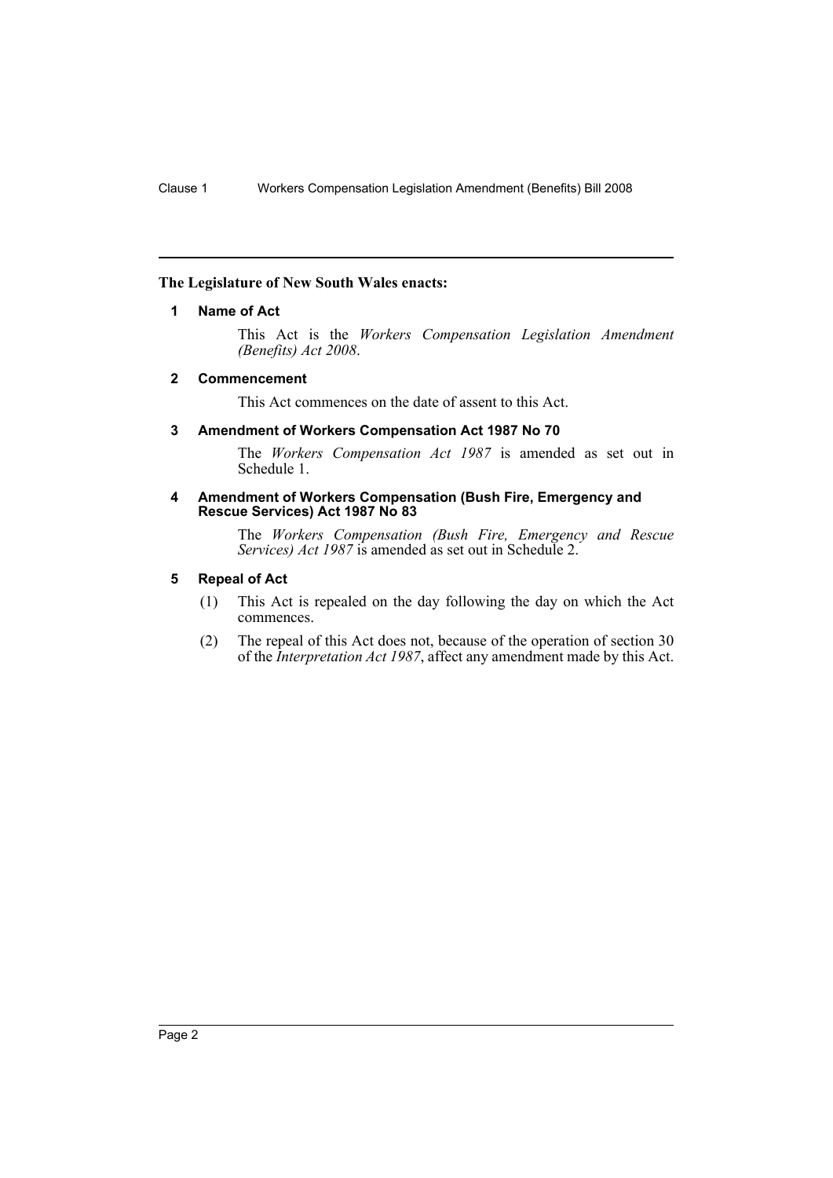**The Legislature of New South Wales enacts:**

**1 Name of Act**

This Act is the *Workers Compensation Legislation Amendment (Benefits) Act 2008*.

**2 Commencement**

This Act commences on the date of assent to this Act.

**3 Amendment of Workers Compensation Act 1987 No 70**

The *Workers Compensation Act 1987* is amended as set out in Schedule 1.

**4 Amendment of Workers Compensation (Bush Fire, Emergency and Rescue Services) Act 1987 No 83**

The *Workers Compensation (Bush Fire, Emergency and Rescue Services) Act 1987* is amended as set out in Schedule 2.

**5 Repeal of Act**

(1) This Act is repealed on the day following the day on which the Act commences.

(2) The repeal of this Act does not, because of the operation of section 30 of the *Interpretation Act 1987*, affect any amendment made by this Act.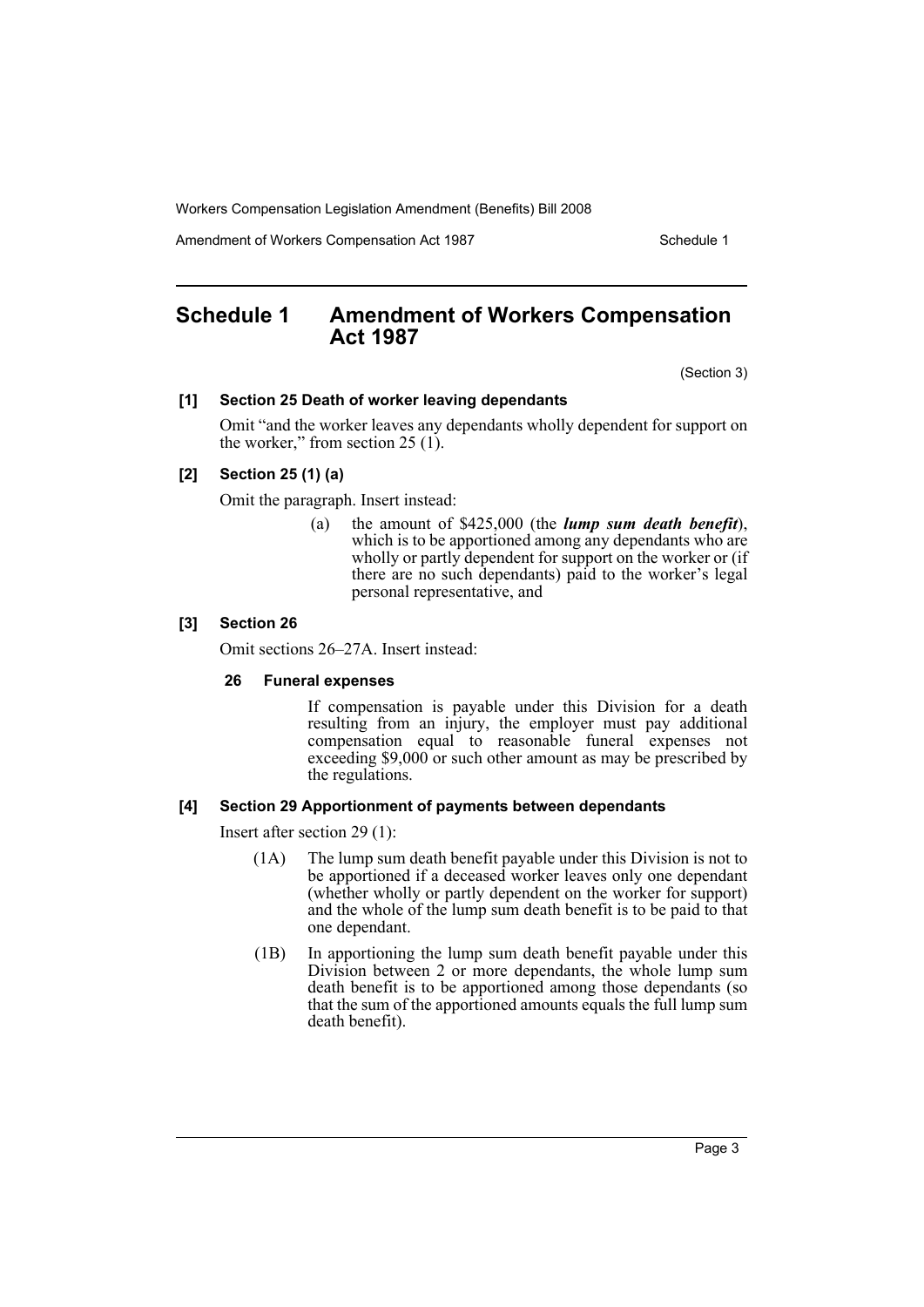## Schedule 1 Amendment of Workers Compensation Act 1987

(Section 3)

**[1] Section 25 Death of worker leaving dependants**

Omit "and the worker leaves any dependants wholly dependent for support on the worker," from section 25 (1).

**[2] Section 25 (1) (a)**

Omit the paragraph. Insert instead:

> (a) the amount of $425,000 (the ***lump sum death benefit***), which is to be apportioned among any dependants who are wholly or partly dependent for support on the worker or (if there are no such dependants) paid to the worker's legal personal representative, and

**[3] Section 26**

Omit sections 26–27A. Insert instead:

> **26 Funeral expenses**
>
> If compensation is payable under this Division for a death resulting from an injury, the employer must pay additional compensation equal to reasonable funeral expenses not exceeding $9,000 or such other amount as may be prescribed by the regulations.

**[4] Section 29 Apportionment of payments between dependants**

Insert after section 29 (1):

> (1A) The lump sum death benefit payable under this Division is not to be apportioned if a deceased worker leaves only one dependant (whether wholly or partly dependent on the worker for support) and the whole of the lump sum death benefit is to be paid to that one dependant.
>
> (1B) In apportioning the lump sum death benefit payable under this Division between 2 or more dependants, the whole lump sum death benefit is to be apportioned among those dependants (so that the sum of the apportioned amounts equals the full lump sum death benefit).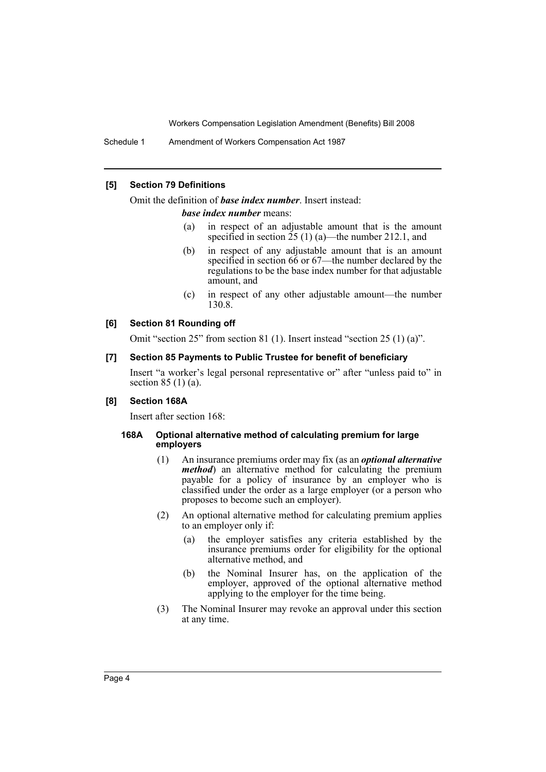**[5] Section 79 Definitions**

Omit the definition of ***base index number***. Insert instead:

***base index number*** means:

- (a) in respect of an adjustable amount that is the amount specified in section 25 (1) (a)—the number 212.1, and
- (b) in respect of any adjustable amount that is an amount specified in section 66 or 67—the number declared by the regulations to be the base index number for that adjustable amount, and
- (c) in respect of any other adjustable amount—the number 130.8.

**[6] Section 81 Rounding off**

Omit "section 25" from section 81 (1). Insert instead "section 25 (1) (a)".

**[7] Section 85 Payments to Public Trustee for benefit of beneficiary**

Insert "a worker's legal personal representative or" after "unless paid to" in section 85 (1) (a).

**[8] Section 168A**

Insert after section 168:

**168A Optional alternative method of calculating premium for large employers**

(1) An insurance premiums order may fix (as an ***optional alternative method***) an alternative method for calculating the premium payable for a policy of insurance by an employer who is classified under the order as a large employer (or a person who proposes to become such an employer).

(2) An optional alternative method for calculating premium applies to an employer only if:

- (a) the employer satisfies any criteria established by the insurance premiums order for eligibility for the optional alternative method, and
- (b) the Nominal Insurer has, on the application of the employer, approved of the optional alternative method applying to the employer for the time being.

(3) The Nominal Insurer may revoke an approval under this section at any time.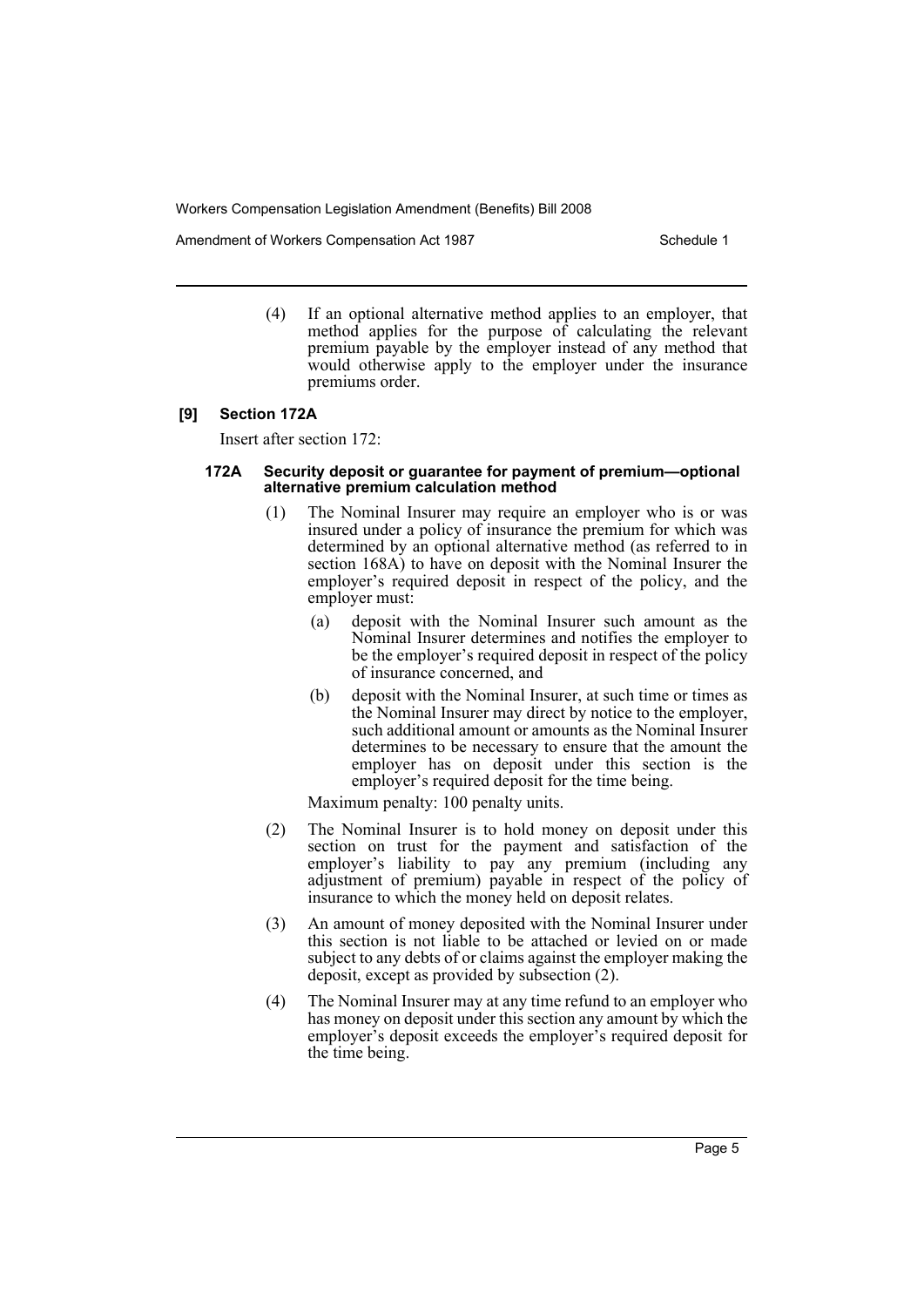(4) If an optional alternative method applies to an employer, that method applies for the purpose of calculating the relevant premium payable by the employer instead of any method that would otherwise apply to the employer under the insurance premiums order.

### [9] Section 172A

Insert after section 172:

#### 172A Security deposit or guarantee for payment of premium—optional alternative premium calculation method

(1) The Nominal Insurer may require an employer who is or was insured under a policy of insurance the premium for which was determined by an optional alternative method (as referred to in section 168A) to have on deposit with the Nominal Insurer the employer's required deposit in respect of the policy, and the employer must:

(a) deposit with the Nominal Insurer such amount as the Nominal Insurer determines and notifies the employer to be the employer's required deposit in respect of the policy of insurance concerned, and

(b) deposit with the Nominal Insurer, at such time or times as the Nominal Insurer may direct by notice to the employer, such additional amount or amounts as the Nominal Insurer determines to be necessary to ensure that the amount the employer has on deposit under this section is the employer's required deposit for the time being.

Maximum penalty: 100 penalty units.

(2) The Nominal Insurer is to hold money on deposit under this section on trust for the payment and satisfaction of the employer's liability to pay any premium (including any adjustment of premium) payable in respect of the policy of insurance to which the money held on deposit relates.

(3) An amount of money deposited with the Nominal Insurer under this section is not liable to be attached or levied on or made subject to any debts of or claims against the employer making the deposit, except as provided by subsection (2).

(4) The Nominal Insurer may at any time refund to an employer who has money on deposit under this section any amount by which the employer's deposit exceeds the employer's required deposit for the time being.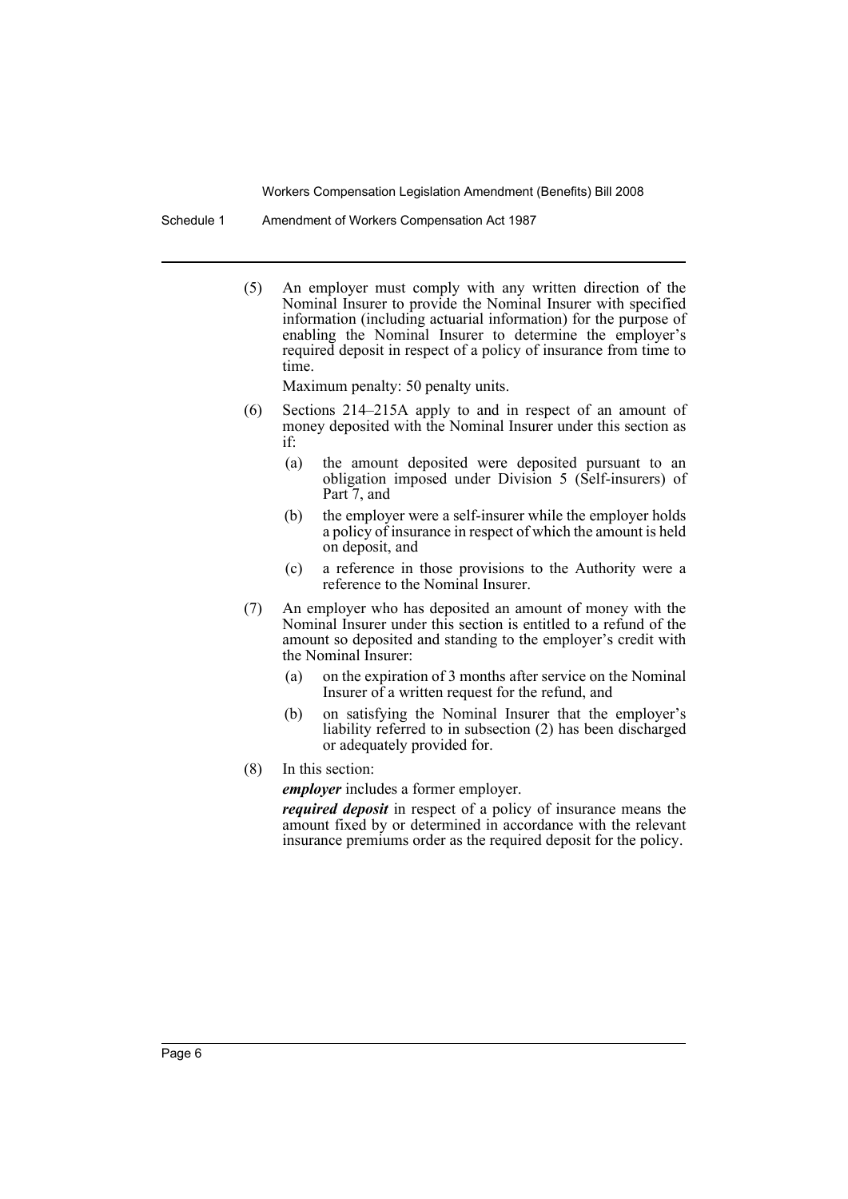(5) An employer must comply with any written direction of the Nominal Insurer to provide the Nominal Insurer with specified information (including actuarial information) for the purpose of enabling the Nominal Insurer to determine the employer's required deposit in respect of a policy of insurance from time to time.

Maximum penalty: 50 penalty units.

(6) Sections 214–215A apply to and in respect of an amount of money deposited with the Nominal Insurer under this section as if:

- (a) the amount deposited were deposited pursuant to an obligation imposed under Division 5 (Self-insurers) of Part 7, and
- (b) the employer were a self-insurer while the employer holds a policy of insurance in respect of which the amount is held on deposit, and
- (c) a reference in those provisions to the Authority were a reference to the Nominal Insurer.

(7) An employer who has deposited an amount of money with the Nominal Insurer under this section is entitled to a refund of the amount so deposited and standing to the employer's credit with the Nominal Insurer:

- (a) on the expiration of 3 months after service on the Nominal Insurer of a written request for the refund, and
- (b) on satisfying the Nominal Insurer that the employer's liability referred to in subsection (2) has been discharged or adequately provided for.

(8) In this section:

***employer*** includes a former employer.

***required deposit*** in respect of a policy of insurance means the amount fixed by or determined in accordance with the relevant insurance premiums order as the required deposit for the policy.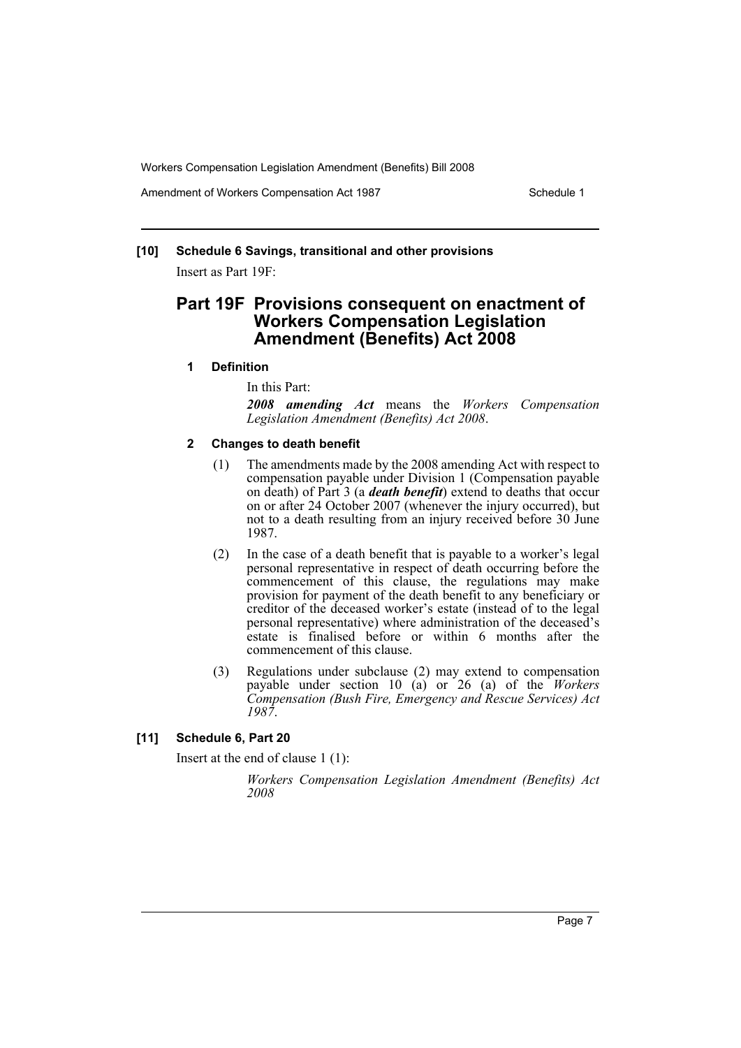### [10] Schedule 6 Savings, transitional and other provisions

Insert as Part 19F:

## Part 19F Provisions consequent on enactment of Workers Compensation Legislation Amendment (Benefits) Act 2008

### 1 Definition

In this Part:

***2008 amending Act*** means the *Workers Compensation Legislation Amendment (Benefits) Act 2008*.

### 2 Changes to death benefit

(1) The amendments made by the 2008 amending Act with respect to compensation payable under Division 1 (Compensation payable on death) of Part 3 (a ***death benefit***) extend to deaths that occur on or after 24 October 2007 (whenever the injury occurred), but not to a death resulting from an injury received before 30 June 1987.

(2) In the case of a death benefit that is payable to a worker's legal personal representative in respect of death occurring before the commencement of this clause, the regulations may make provision for payment of the death benefit to any beneficiary or creditor of the deceased worker's estate (instead of to the legal personal representative) where administration of the deceased's estate is finalised before or within 6 months after the commencement of this clause.

(3) Regulations under subclause (2) may extend to compensation payable under section 10 (a) or 26 (a) of the *Workers Compensation (Bush Fire, Emergency and Rescue Services) Act 1987*.

### [11] Schedule 6, Part 20

Insert at the end of clause 1 (1):

*Workers Compensation Legislation Amendment (Benefits) Act 2008*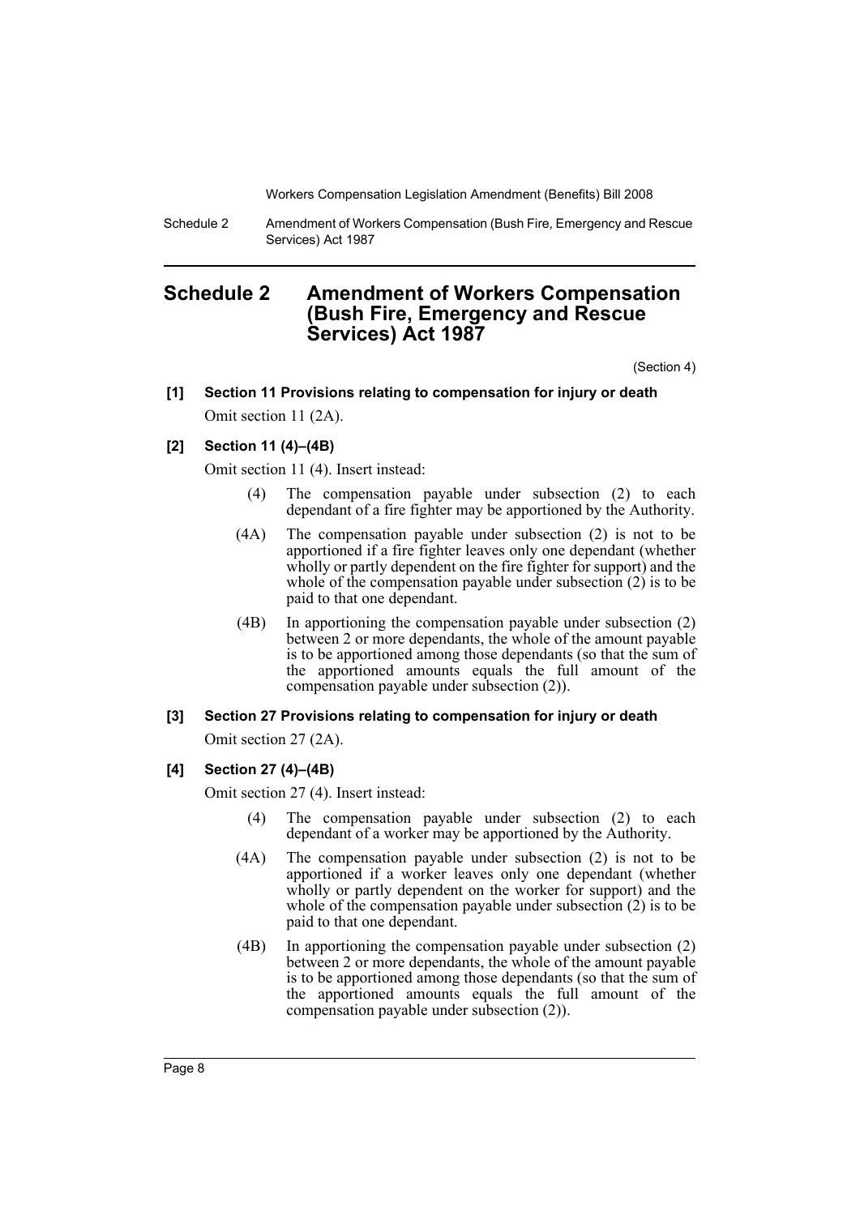# Schedule 2 Amendment of Workers Compensation (Bush Fire, Emergency and Rescue Services) Act 1987

(Section 4)

**[1] Section 11 Provisions relating to compensation for injury or death**

Omit section 11 (2A).

**[2] Section 11 (4)–(4B)**

Omit section 11 (4). Insert instead:

(4) The compensation payable under subsection (2) to each dependant of a fire fighter may be apportioned by the Authority.

(4A) The compensation payable under subsection (2) is not to be apportioned if a fire fighter leaves only one dependant (whether wholly or partly dependent on the fire fighter for support) and the whole of the compensation payable under subsection (2) is to be paid to that one dependant.

(4B) In apportioning the compensation payable under subsection (2) between 2 or more dependants, the whole of the amount payable is to be apportioned among those dependants (so that the sum of the apportioned amounts equals the full amount of the compensation payable under subsection (2)).

**[3] Section 27 Provisions relating to compensation for injury or death**

Omit section 27 (2A).

**[4] Section 27 (4)–(4B)**

Omit section 27 (4). Insert instead:

(4) The compensation payable under subsection (2) to each dependant of a worker may be apportioned by the Authority.

(4A) The compensation payable under subsection (2) is not to be apportioned if a worker leaves only one dependant (whether wholly or partly dependent on the worker for support) and the whole of the compensation payable under subsection (2) is to be paid to that one dependant.

(4B) In apportioning the compensation payable under subsection (2) between 2 or more dependants, the whole of the amount payable is to be apportioned among those dependants (so that the sum of the apportioned amounts equals the full amount of the compensation payable under subsection (2)).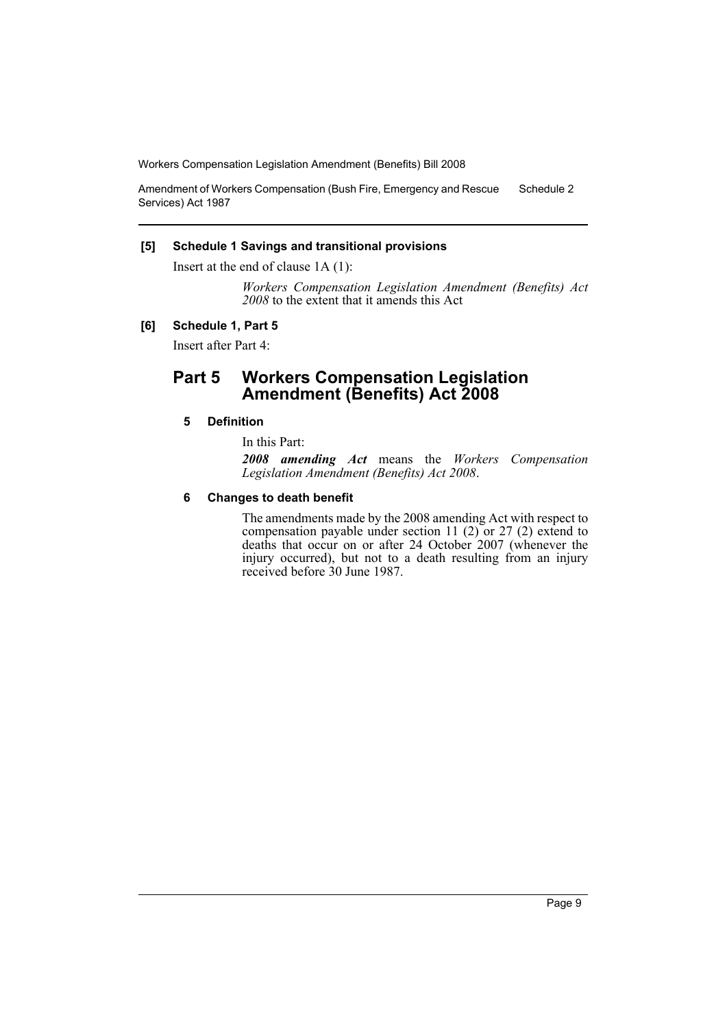**[5] Schedule 1 Savings and transitional provisions**

Insert at the end of clause 1A (1):

> *Workers Compensation Legislation Amendment (Benefits) Act 2008* to the extent that it amends this Act

**[6] Schedule 1, Part 5**

Insert after Part 4:

## Part 5 Workers Compensation Legislation Amendment (Benefits) Act 2008

### 5 Definition

In this Part:

***2008 amending Act*** means the *Workers Compensation Legislation Amendment (Benefits) Act 2008*.

### 6 Changes to death benefit

The amendments made by the 2008 amending Act with respect to compensation payable under section 11 (2) or 27 (2) extend to deaths that occur on or after 24 October 2007 (whenever the injury occurred), but not to a death resulting from an injury received before 30 June 1987.